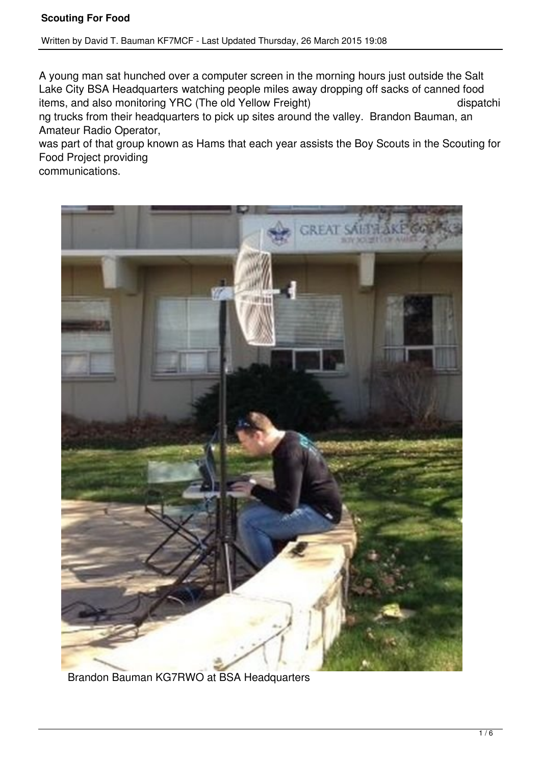# Scouting For Food

Written by David T. Bauman KF7MCF - Last Updated Thursday, 26 March 2015 19:08

A young man sat hunched over a computer screen in the morning hours just outside the Salt Lake City BSA Headquarters watching people miles away dropping off sacks of canned food items, and also monitoring YRC (The old Yellow Freight) dispatching trucks from their headquarters to pick up sites around the valley. Brandon Bauman, an Amateur Radio Operator, was part of that group known as Hams that each year assists the Boy Scouts in the Scouting for Food Project providing communications.

Brandon Bauman KG7RWO at BSA Headquarters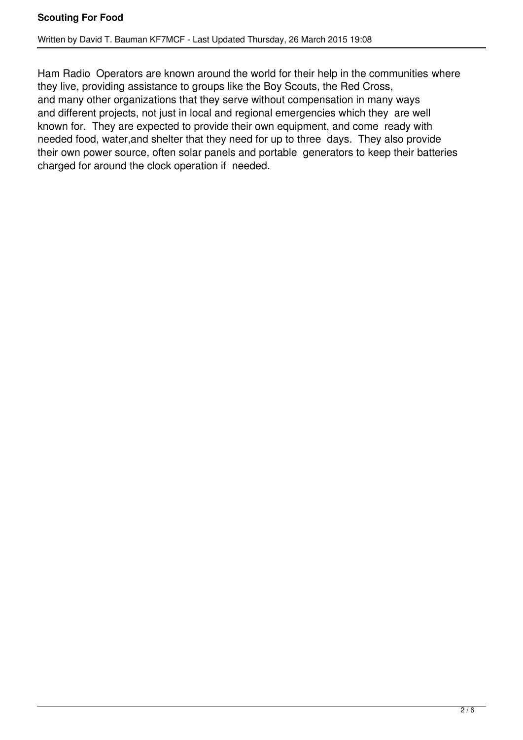Ham Radio Operators are known around the world for their help in the communities where they live, providing assistance to groups like the Boy Scouts, the Red Cross, and many other organizations that they serve without compensation in many ways and different projects, not just in local and regional emergencies which they are well known for. They are expected to provide their own equipment, and come ready with needed food, water,and shelter that they need for up to three days. They also provide their own power source, often solar panels and portable generators to keep their batteries charged for around the clock operation if needed.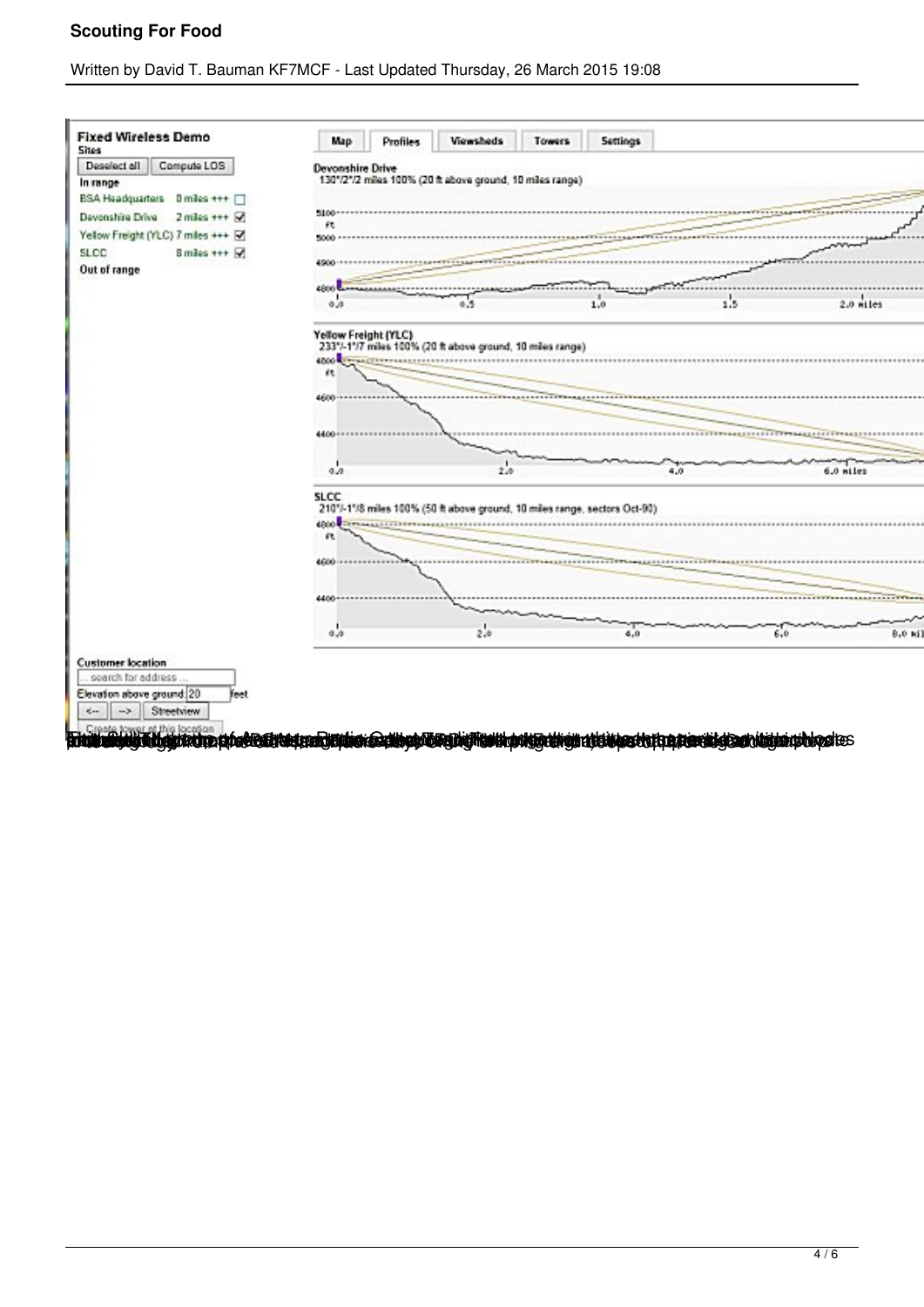Fixed Wireless Demo

Sites

Deselect all | Compute LOS

In range

BSA Headquarters 0 miles +++

Devonshire Drive 2 miles +++

Yellow Freight (YLC) 7 miles +++

SLCC 8 miles +++

Out of range

Map | Profiles | Viewsheds | Towers | Settings

Devonshire Drive
130°/2°/2 miles 100% (20 ft above ground, 10 miles range)

Yellow Freight (YLC)
233°/-1°/7 miles 100% (20 ft above ground, 10 miles range)

SLCC
210°/-1°/8 miles 100% (50 ft above ground, 10 miles range, sectors Oct-90)

Customer location

... search for address ...

Elevation above ground 20 feet

<-- | --> | Streetview

Create tower at this location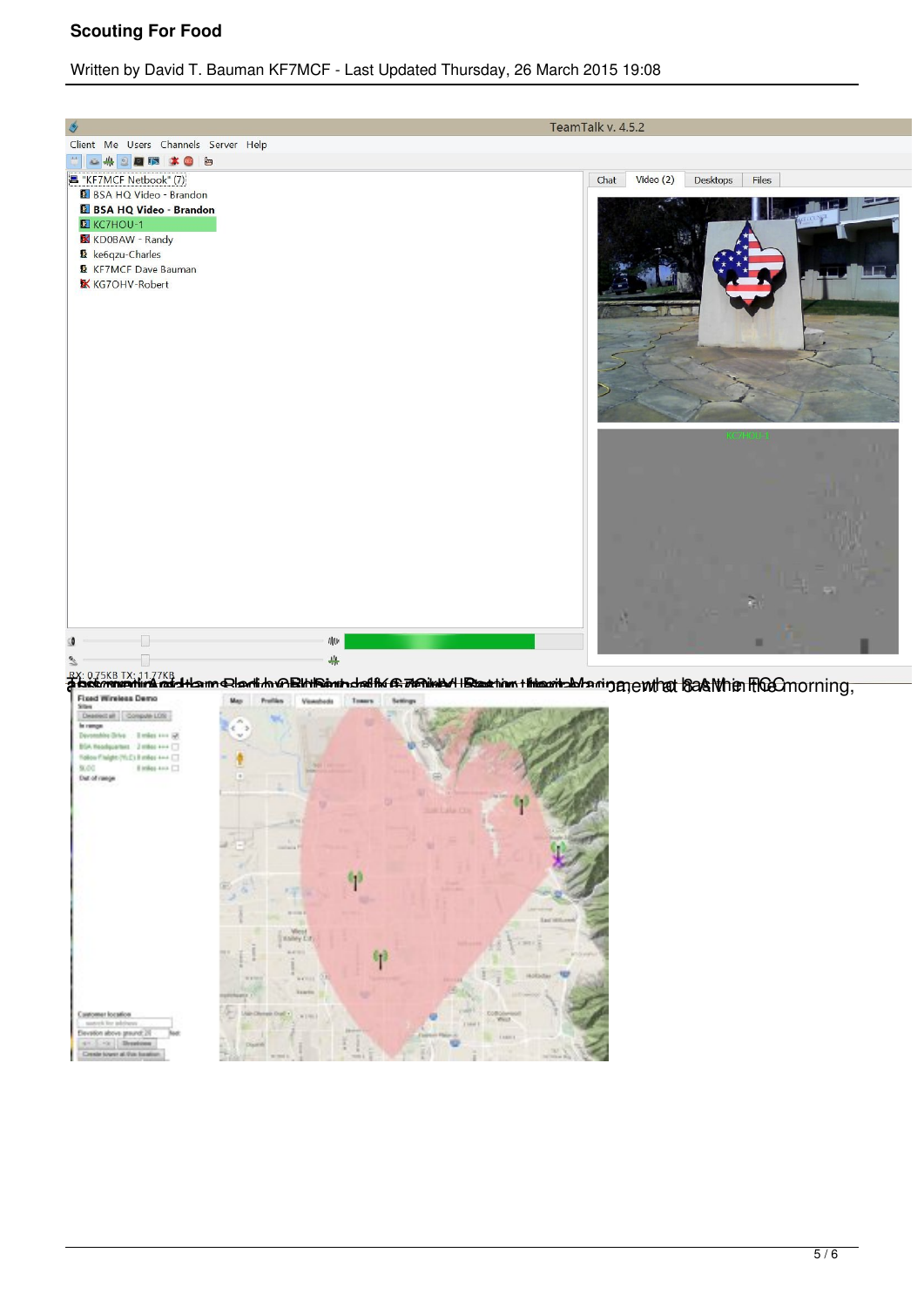ment at 8 AM in the morning,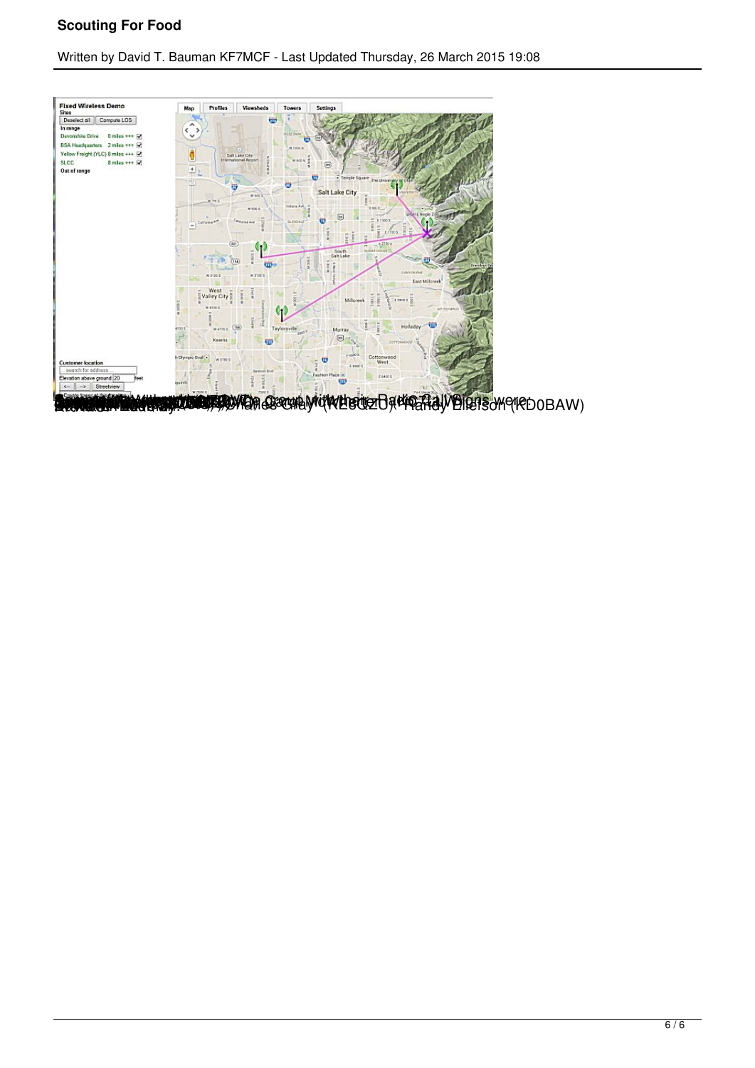Ham Radio Call Signs were: Charles Gray (KE6QZU), Randy Ellefson (KD0BAW)